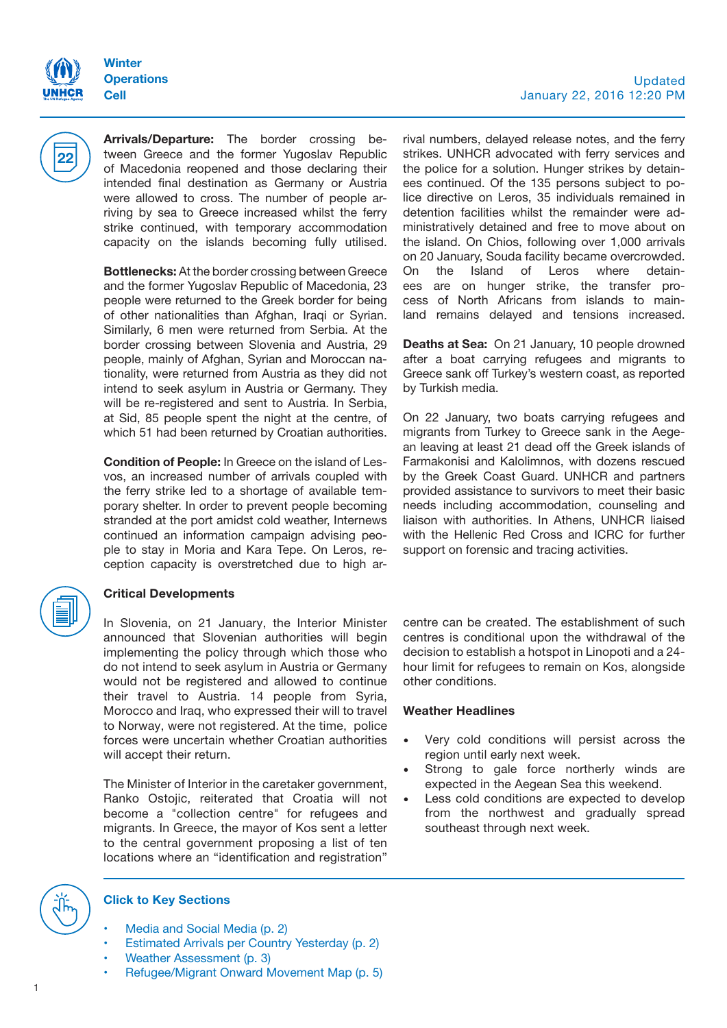# Winter Operations Cell

Updated
January 22, 2016 12:20 PM

**Arrivals/Departure:** The border crossing between Greece and the former Yugoslav Republic of Macedonia reopened and those declaring their intended final destination as Germany or Austria were allowed to cross. The number of people arriving by sea to Greece increased whilst the ferry strike continued, with temporary accommodation capacity on the islands becoming fully utilised.

**Bottlenecks:** At the border crossing between Greece and the former Yugoslav Republic of Macedonia, 23 people were returned to the Greek border for being of other nationalities than Afghan, Iraqi or Syrian. Similarly, 6 men were returned from Serbia. At the border crossing between Slovenia and Austria, 29 people, mainly of Afghan, Syrian and Moroccan nationality, were returned from Austria as they did not intend to seek asylum in Austria or Germany. They will be re-registered and sent to Austria. In Serbia, at Sid, 85 people spent the night at the centre, of which 51 had been returned by Croatian authorities.

**Condition of People:** In Greece on the island of Lesvos, an increased number of arrivals coupled with the ferry strike led to a shortage of available temporary shelter. In order to prevent people becoming stranded at the port amidst cold weather, Internews continued an information campaign advising people to stay in Moria and Kara Tepe. On Leros, reception capacity is overstretched due to high arrival numbers, delayed release notes, and the ferry strikes. UNHCR advocated with ferry services and the police for a solution. Hunger strikes by detainees continued. Of the 135 persons subject to police directive on Leros, 35 individuals remained in detention facilities whilst the remainder were administratively detained and free to move about on the island. On Chios, following over 1,000 arrivals on 20 January, Souda facility became overcrowded. On the Island of Leros where detainees are on hunger strike, the transfer process of North Africans from islands to mainland remains delayed and tensions increased.

**Deaths at Sea:** On 21 January, 10 people drowned after a boat carrying refugees and migrants to Greece sank off Turkey's western coast, as reported by Turkish media.

On 22 January, two boats carrying refugees and migrants from Turkey to Greece sank in the Aegean leaving at least 21 dead off the Greek islands of Farmakonisi and Kalolimnos, with dozens rescued by the Greek Coast Guard. UNHCR and partners provided assistance to survivors to meet their basic needs including accommodation, counseling and liaison with authorities. In Athens, UNHCR liaised with the Hellenic Red Cross and ICRC for further support on forensic and tracing activities.

## Critical Developments

In Slovenia, on 21 January, the Interior Minister announced that Slovenian authorities will begin implementing the policy through which those who do not intend to seek asylum in Austria or Germany would not be registered and allowed to continue their travel to Austria. 14 people from Syria, Morocco and Iraq, who expressed their will to travel to Norway, were not registered. At the time, police forces were uncertain whether Croatian authorities will accept their return.

The Minister of Interior in the caretaker government, Ranko Ostojic, reiterated that Croatia will not become a "collection centre" for refugees and migrants. In Greece, the mayor of Kos sent a letter to the central government proposing a list of ten locations where an "identification and registration" centre can be created. The establishment of such centres is conditional upon the withdrawal of the decision to establish a hotspot in Linopoti and a 24-hour limit for refugees to remain on Kos, alongside other conditions.

## Weather Headlines

- Very cold conditions will persist across the region until early next week.
- Strong to gale force northerly winds are expected in the Aegean Sea this weekend.
- Less cold conditions are expected to develop from the northwest and gradually spread southeast through next week.

## Click to Key Sections

- Media and Social Media (p. 2)
- Estimated Arrivals per Country Yesterday (p. 2)
- Weather Assessment (p. 3)
- Refugee/Migrant Onward Movement Map (p. 5)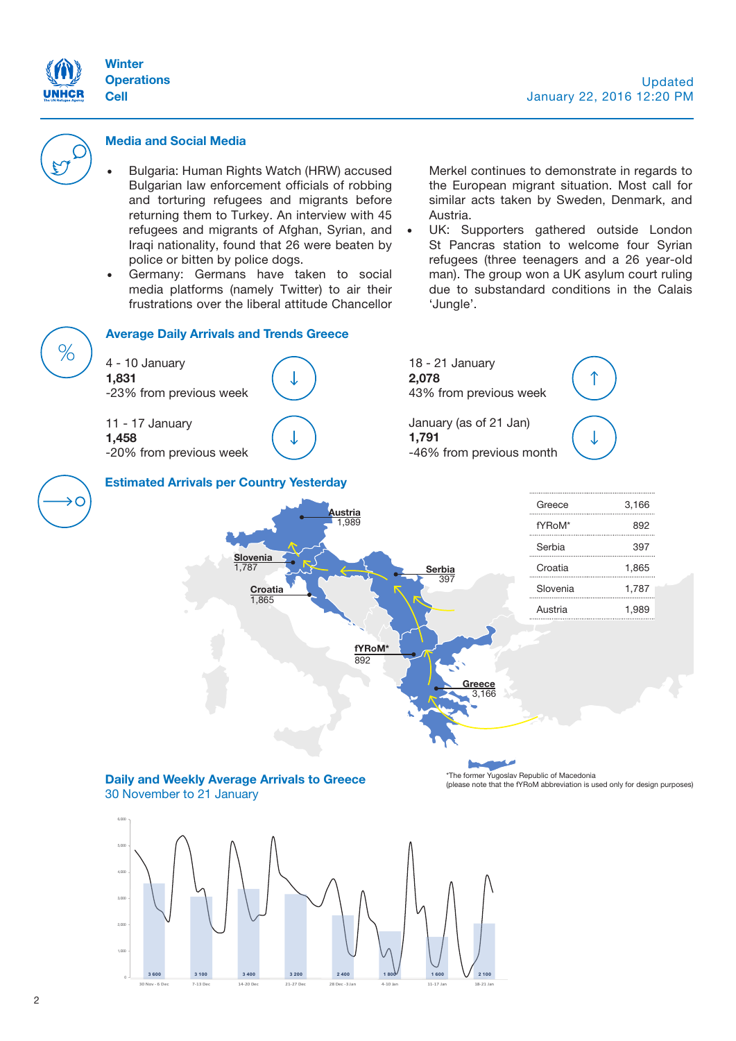## Media and Social Media

- Bulgaria: Human Rights Watch (HRW) accused Bulgarian law enforcement officials of robbing and torturing refugees and migrants before returning them to Turkey. An interview with 45 refugees and migrants of Afghan, Syrian, and Iraqi nationality, found that 26 were beaten by police or bitten by police dogs.
- Germany: Germans have taken to social media platforms (namely Twitter) to air their frustrations over the liberal attitude Chancellor Merkel continues to demonstrate in regards to the European migrant situation. Most call for similar acts taken by Sweden, Denmark, and Austria.
- UK: Supporters gathered outside London St Pancras station to welcome four Syrian refugees (three teenagers and a 26 year-old man). The group won a UK asylum court ruling due to substandard conditions in the Calais 'Jungle'.

## Average Daily Arrivals and Trends Greece

4 - 10 January
**1,831**
-23% from previous week ↓

11 - 17 January
**1,458**
-20% from previous week ↓

18 - 21 January
**2,078**
43% from previous week ↑

January (as of 21 Jan)
**1,791**
-46% from previous month ↓

## Estimated Arrivals per Country Yesterday

| Country | Arrivals |
|---|---|
| Greece | 3,166 |
| fYRoM* | 892 |
| Serbia | 397 |
| Croatia | 1,865 |
| Slovenia | 1,787 |
| Austria | 1,989 |

*The former Yugoslav Republic of Macedonia
(please note that the fYRoM abbreviation is used only for design purposes)

## Daily and Weekly Average Arrivals to Greece

30 November to 21 January

| Week | Weekly average |
|---|---|
| 30 Nov - 6 Dec | 3 600 |
| 7-13 Dec | 3 100 |
| 14-20 Dec | 3 400 |
| 21-27 Dec | 3 200 |
| 28 Dec - 3 Jan | 2 400 |
| 4-10 Jan | 1 800 |
| 11-17 Jan | 1 600 |
| 18-21 Jan | 2 100 |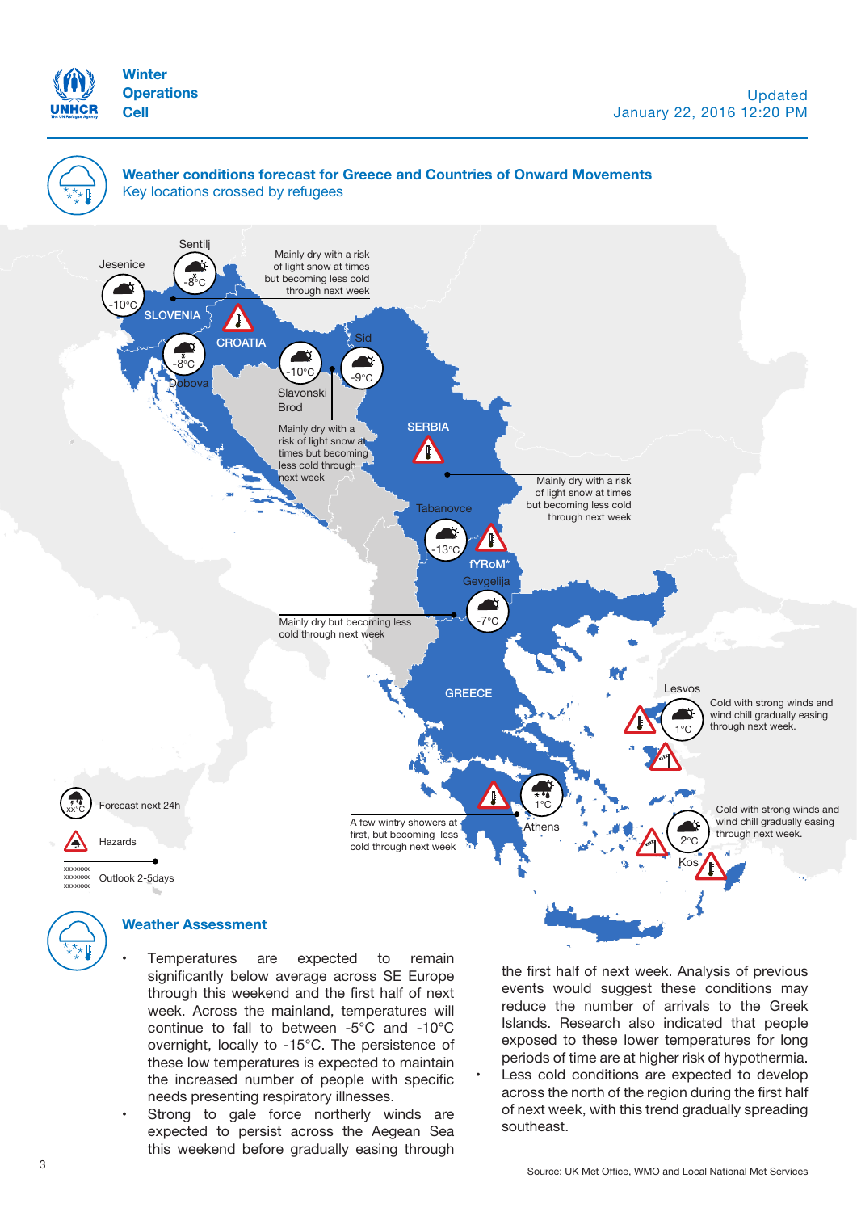**Winter Operations Cell**

Updated
January 22, 2016 12:20 PM

## Weather conditions forecast for Greece and Countries of Onward Movements

Key locations crossed by refugees

Sentilj -8°C

Jesenice -10°C

SLOVENIA

Mainly dry with a risk of light snow at times but becoming less cold through next week

CROATIA

Dobova -8°C

Slavonski Brod -10°C

Sid -9°C

Mainly dry with a risk of light snow at times but becoming less cold through next week

SERBIA

Mainly dry with a risk of light snow at times but becoming less cold through next week

Tabanovce -13°C

fYRoM*

Gevgelija -7°C

Mainly dry but becoming less cold through next week

GREECE

Lesvos 1°C

Cold with strong winds and wind chill gradually easing through next week.

Athens 1°C

A few wintry showers at first, but becoming less cold through next week

Kos 2°C

Cold with strong winds and wind chill gradually easing through next week.

Forecast next 24h

Hazards

Outlook 2-5days

## Weather Assessment

- Temperatures are expected to remain significantly below average across SE Europe through this weekend and the first half of next week. Across the mainland, temperatures will continue to fall to between -5°C and -10°C overnight, locally to -15°C. The persistence of these low temperatures is expected to maintain the increased number of people with specific needs presenting respiratory illnesses.
- Strong to gale force northerly winds are expected to persist across the Aegean Sea this weekend before gradually easing through the first half of next week. Analysis of previous events would suggest these conditions may reduce the number of arrivals to the Greek Islands. Research also indicated that people exposed to these lower temperatures for long periods of time are at higher risk of hypothermia.
- Less cold conditions are expected to develop across the north of the region during the first half of next week, with this trend gradually spreading southeast.

Source: UK Met Office, WMO and Local National Met Services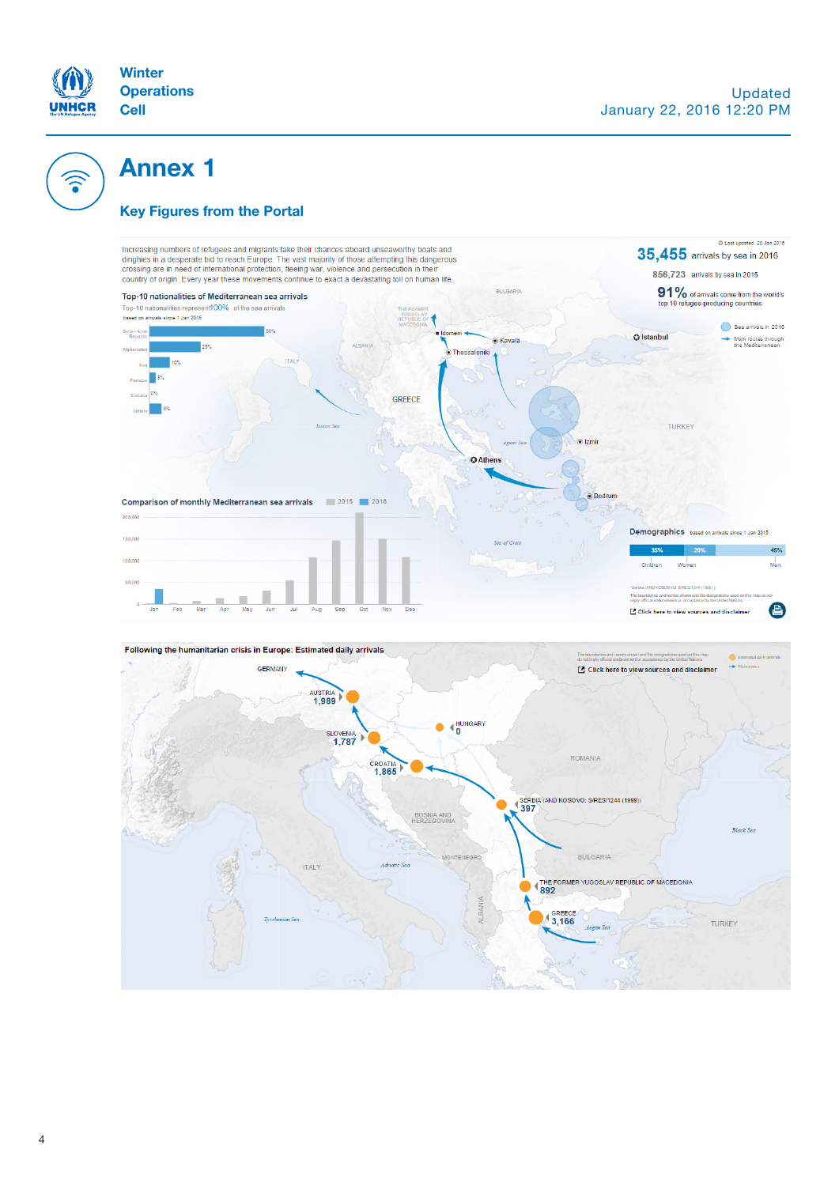# Annex 1

## Key Figures from the Portal

Increasing numbers of refugees and migrants take their chances aboard unseaworthy boats and dinghies in a desperate bid to reach Europe. The vast majority of those attempting this dangerous crossing are in need of international protection, fleeing war, violence and persecution in their country of origin. Every year these movements continue to exact a devastating toll on human life.

Last updated 20 Jan 2016

**35,455** arrivals by sea in 2016

**856,723** arrivals by sea in 2015

**91%** of arrivals come from the world's top 10 refugee-producing countries

### Top-10 nationalities of Mediterranean sea arrivals

Top-10 nationalities represent 100% of the sea arrivals

based on arrivals since 1 Jan 2015

| Nationality | Share |
| --- | --- |
| Syrian Arab Republic | 58% |
| Afghanistan | 25% |
| Iraq | 10% |
| Pakistan | 3% |
| Somalia | 0% |
| Others | 6% |

### Comparison of monthly Mediterranean sea arrivals

2015 | 2016

Jan, Feb, Mar, Apr, May, Jun, Jul, Aug, Sep, Oct, Nov, Dec

### Demographics

based on arrivals since 1 Jan 2016

| Children | Women | Men |
| --- | --- | --- |
| 35% | 20% | 45% |

*Serbia (AND KOSOVO: S/RES/1244 (1999))

The boundaries and names shown and the designations used on this map do not imply official endorsement or acceptance by the United Nations.

Click here to view sources and disclaimer

### Following the humanitarian crisis in Europe: Estimated daily arrivals

Click here to view sources and disclaimer

| Country | Estimated daily arrivals |
| --- | --- |
| Austria | 1,989 |
| Hungary | 0 |
| Slovenia | 1,787 |
| Croatia | 1,865 |
| Serbia (and Kosovo: S/RES/1244 (1999)) | 397 |
| The former Yugoslav Republic of Macedonia | 892 |
| Greece | 3,166 |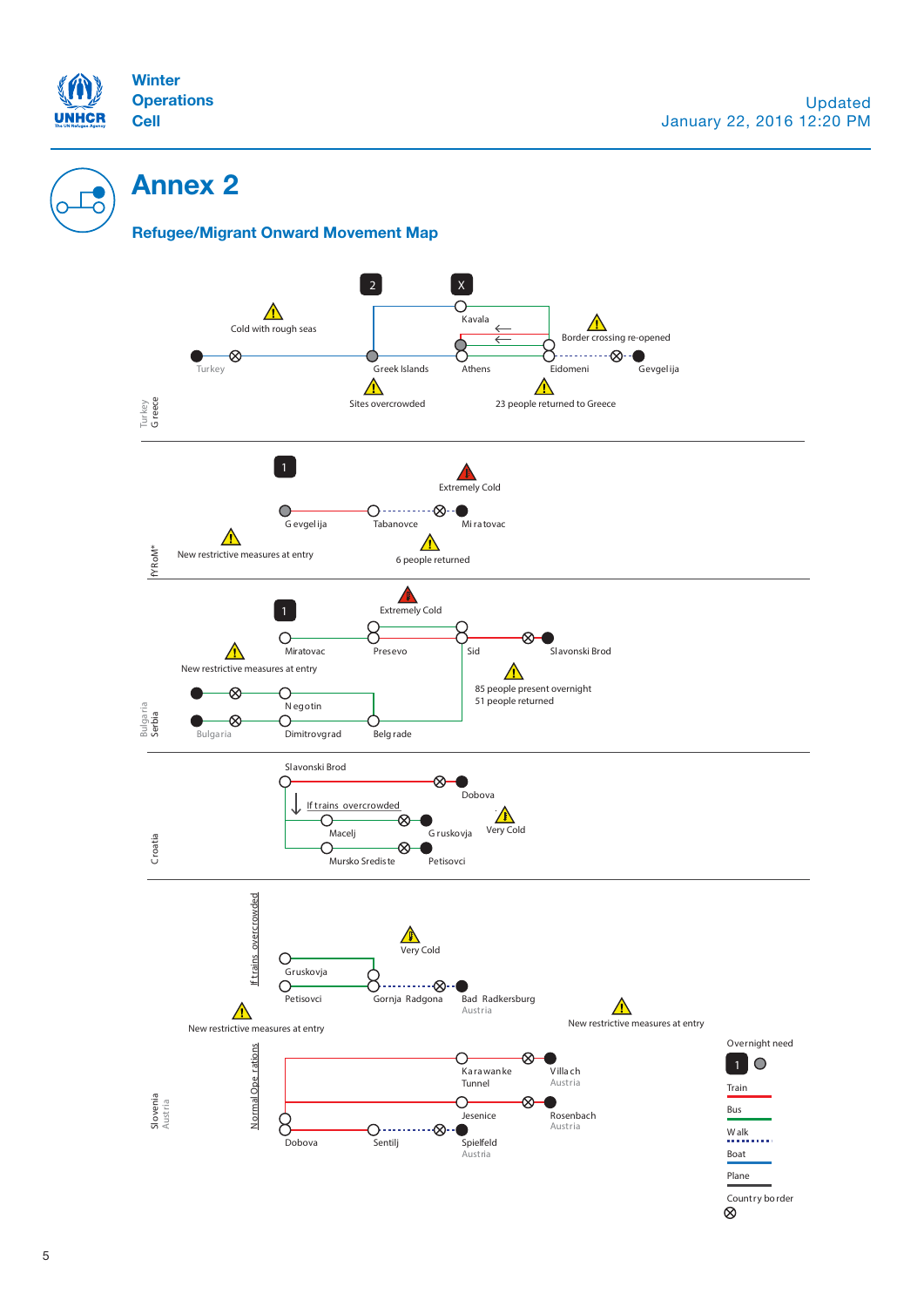Winter Operations Cell

Updated
January 22, 2016 12:20 PM

# Annex 2

## Refugee/Migrant Onward Movement Map

Turkey
Greece

2
X
Cold with rough seas
Kavala
Border crossing re-opened
Turkey
Greek Islands
Athens
Eidomeni
Gevgelija
Sites overcrowded
23 people returned to Greece

fYRoM*

1
Extremely Cold
Gevgelija
Tabanovce
Miratovac
New restrictive measures at entry
6 people returned

Bulgaria
Serbia

1
Extremely Cold
Miratovac
Presevo
Sid
Slavonski Brod
New restrictive measures at entry
85 people present overnight
51 people returned
Negotin
Bulgaria
Dimitrovgrad
Belgrade

Croatia

Slavonski Brod
Dobova
If trains overcrowded
Macelj
Gruskovja
Very Cold
Mursko Srediste
Petisovci

Slovenia
Austria

If trains overcrowded
Very Cold
Gruskovja
Petisovci
Gornja Radgona
Bad Radkersburg
Austria
New restrictive measures at entry
New restrictive measures at entry
Normal Operations
Karawanke Tunnel
Villach
Austria
Jesenice
Rosenbach
Austria
Dobova
Sentilj
Spielfeld
Austria

Overnight need
1
Train
Bus
Walk
Boat
Plane
Country border